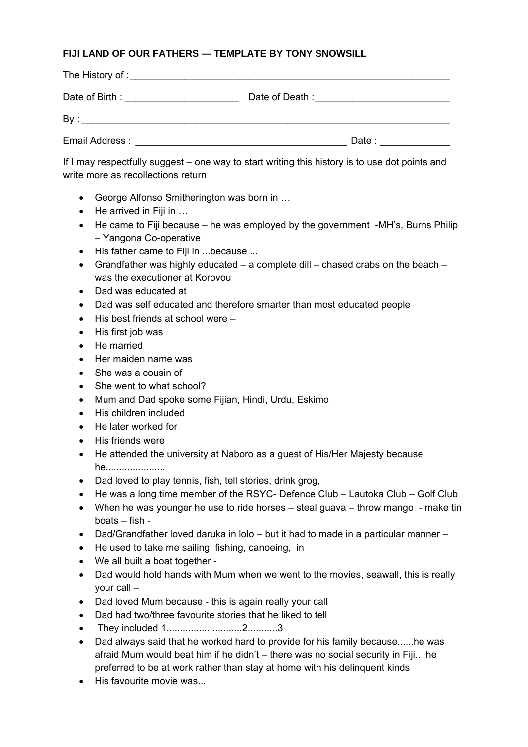**FIJI LAND OF OUR FATHERS — TEMPLATE BY TONY SNOWSILL**

The History of : _______________________________________________________________

Date of Birth : _____________________ Date of Death :_________________________

By : _____________________________________________________________________

Email Address : _______________________________________ Date : _____________

If I may respectfully suggest – one way to start writing this history is to use dot points and write more as recollections return

- George Alfonso Smitherington was born in …
- He arrived in Fiji in …
- He came to Fiji because – he was employed by the government -MH's, Burns Philip – Yangona Co-operative
- His father came to Fiji in ...because ...
- Grandfather was highly educated – a complete dill – chased crabs on the beach – was the executioner at Korovou
- Dad was educated at
- Dad was self educated and therefore smarter than most educated people
- His best friends at school were –
- His first job was
- He married
- Her maiden name was
- She was a cousin of
- She went to what school?
- Mum and Dad spoke some Fijian, Hindi, Urdu, Eskimo
- His children included
- He later worked for
- His friends were
- He attended the university at Naboro as a guest of His/Her Majesty because he.....................
- Dad loved to play tennis, fish, tell stories, drink grog,
- He was a long time member of the RSYC- Defence Club – Lautoka Club – Golf Club
- When he was younger he use to ride horses – steal guava – throw mango - make tin boats – fish -
- Dad/Grandfather loved daruka in lolo – but it had to made in a particular manner –
- He used to take me sailing, fishing, canoeing, in
- We all built a boat together -
- Dad would hold hands with Mum when we went to the movies, seawall, this is really your call –
- Dad loved Mum because - this is again really your call
- Dad had two/three favourite stories that he liked to tell
- They included 1...........................2...........3
- Dad always said that he worked hard to provide for his family because......he was afraid Mum would beat him if he didn't – there was no social security in Fiji... he preferred to be at work rather than stay at home with his delinquent kinds
- His favourite movie was...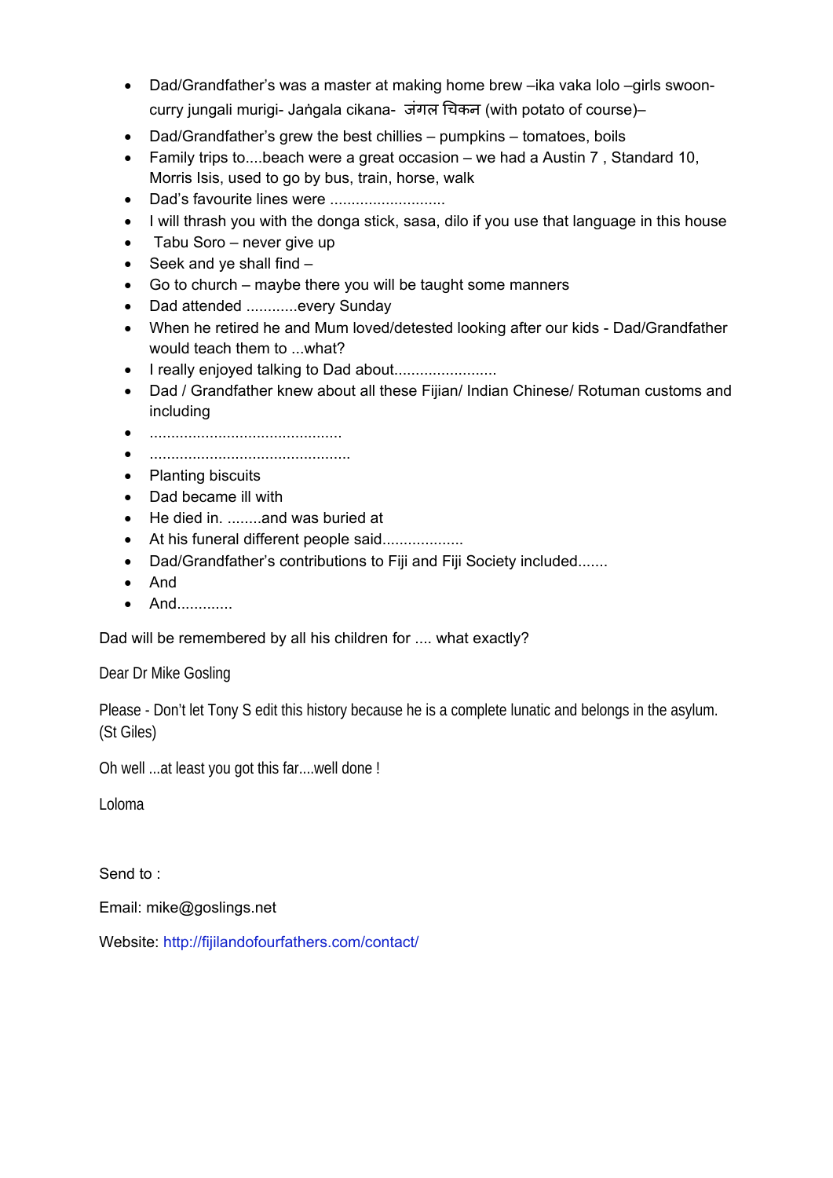- Dad/Grandfather's was a master at making home brew –ika vaka lolo –girls swoon- curry jungali murigi- Jaṅgala cikana- जंगल चिकन (with potato of course)–
- Dad/Grandfather's grew the best chillies – pumpkins – tomatoes, boils
- Family trips to....beach were a great occasion – we had a Austin 7 , Standard 10, Morris Isis, used to go by bus, train, horse, walk
- Dad's favourite lines were ...........................
- I will thrash you with the donga stick, sasa, dilo if you use that language in this house
- Tabu Soro – never give up
- Seek and ye shall find –
- Go to church – maybe there you will be taught some manners
- Dad attended ............every Sunday
- When he retired he and Mum loved/detested looking after our kids - Dad/Grandfather would teach them to ...what?
- I really enjoyed talking to Dad about........................
- Dad / Grandfather knew about all these Fijian/ Indian Chinese/ Rotuman customs and including
- .............................................
- ...............................................
- Planting biscuits
- Dad became ill with
- He died in. ........and was buried at
- At his funeral different people said...................
- Dad/Grandfather's contributions to Fiji and Fiji Society included.......
- And
- And.............

Dad will be remembered by all his children for .... what exactly?

Dear Dr Mike Gosling

Please - Don't let Tony S edit this history because he is a complete lunatic and belongs in the asylum. (St Giles)

Oh well ...at least you got this far....well done !

Loloma

Send to :

Email: mike@goslings.net

Website: http://fijilandofourfathers.com/contact/